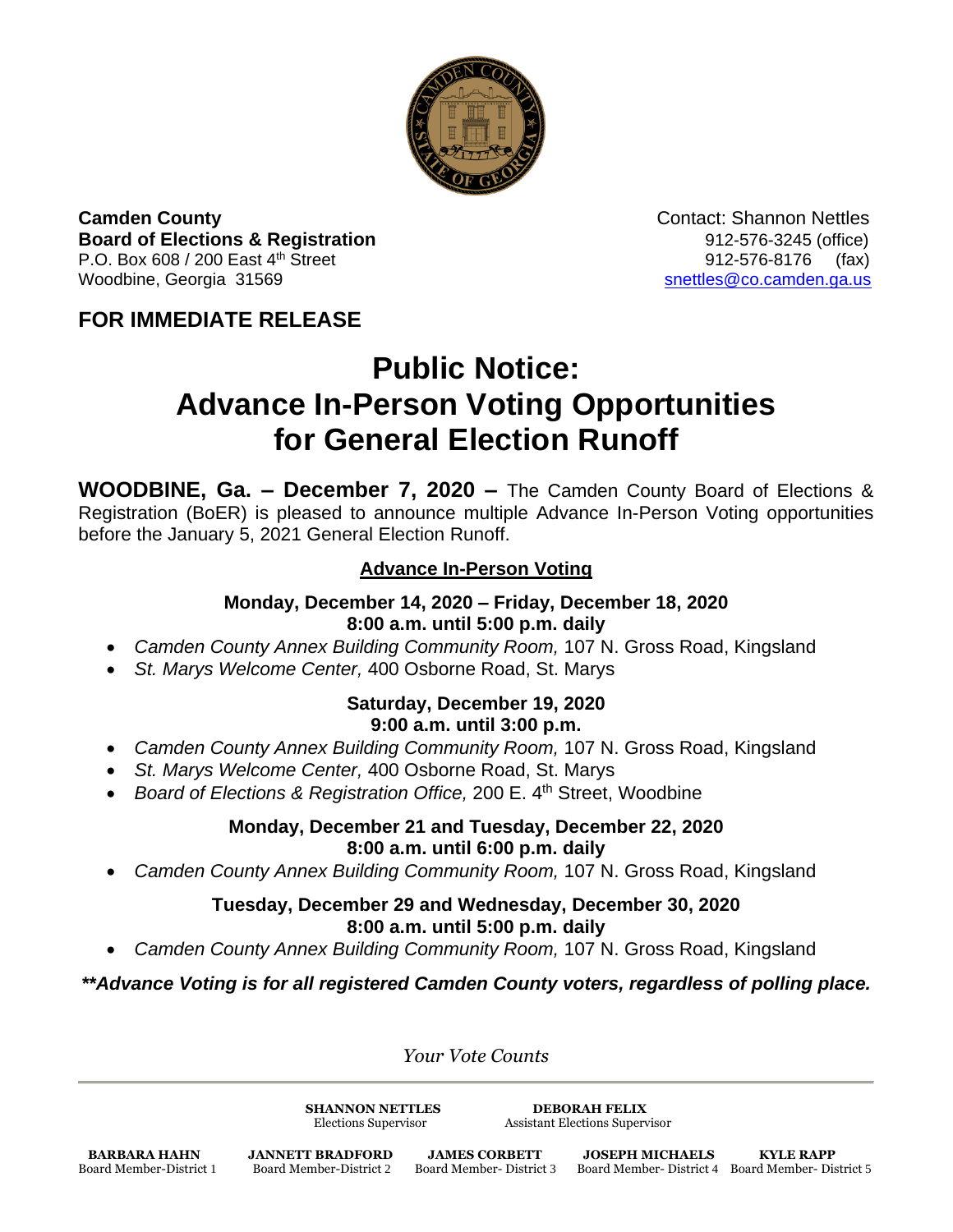**Camden County**
**Board of Elections & Registration**
P.O. Box 608 / 200 East 4th Street
Woodbine, Georgia 31569

Contact: Shannon Nettles
912-576-3245 (office)
912-576-8176 (fax)
snettles@co.camden.ga.us

## FOR IMMEDIATE RELEASE

# Public Notice: Advance In-Person Voting Opportunities for General Election Runoff

**WOODBINE, Ga. – December 7, 2020 –** The Camden County Board of Elections & Registration (BoER) is pleased to announce multiple Advance In-Person Voting opportunities before the January 5, 2021 General Election Runoff.

### Advance In-Person Voting

**Monday, December 14, 2020 – Friday, December 18, 2020**
**8:00 a.m. until 5:00 p.m. daily**

- *Camden County Annex Building Community Room,* 107 N. Gross Road, Kingsland
- *St. Marys Welcome Center,* 400 Osborne Road, St. Marys

**Saturday, December 19, 2020**
**9:00 a.m. until 3:00 p.m.**

- *Camden County Annex Building Community Room,* 107 N. Gross Road, Kingsland
- *St. Marys Welcome Center,* 400 Osborne Road, St. Marys
- *Board of Elections & Registration Office,* 200 E. 4th Street, Woodbine

**Monday, December 21 and Tuesday, December 22, 2020**
**8:00 a.m. until 6:00 p.m. daily**

- *Camden County Annex Building Community Room,* 107 N. Gross Road, Kingsland

**Tuesday, December 29 and Wednesday, December 30, 2020**
**8:00 a.m. until 5:00 p.m. daily**

- *Camden County Annex Building Community Room,* 107 N. Gross Road, Kingsland

***\*\*Advance Voting is for all registered Camden County voters, regardless of polling place.***

*Your Vote Counts*

---

**SHANNON NETTLES**
Elections Supervisor

**DEBORAH FELIX**
Assistant Elections Supervisor

**BARBARA HAHN**
Board Member-District 1

**JANNETT BRADFORD**
Board Member-District 2

**JAMES CORBETT**
Board Member- District 3

**JOSEPH MICHAELS**
Board Member- District 4

**KYLE RAPP**
Board Member- District 5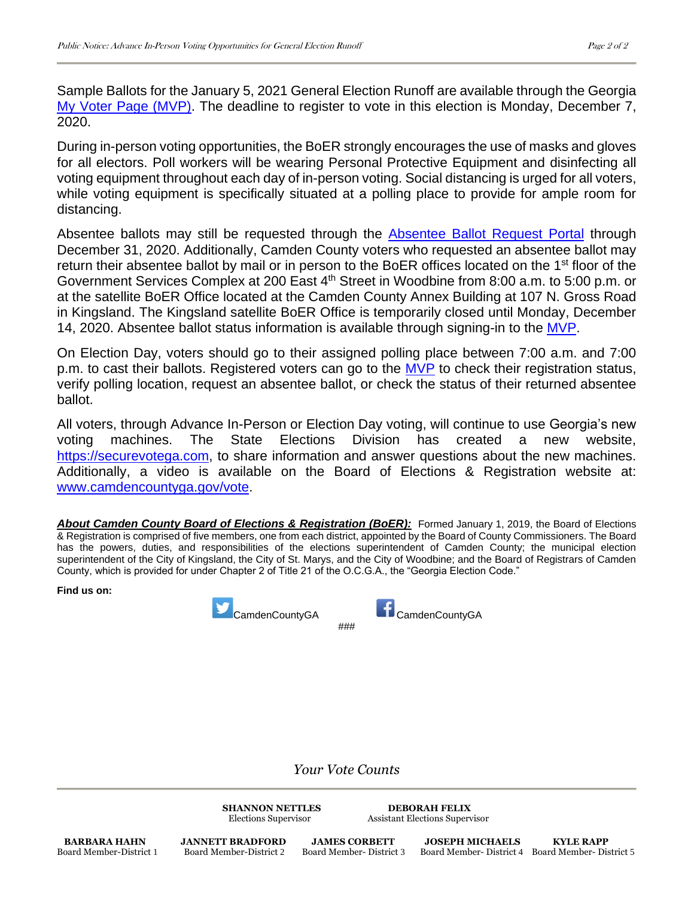Sample Ballots for the January 5, 2021 General Election Runoff are available through the Georgia My Voter Page (MVP). The deadline to register to vote in this election is Monday, December 7, 2020.

During in-person voting opportunities, the BoER strongly encourages the use of masks and gloves for all electors. Poll workers will be wearing Personal Protective Equipment and disinfecting all voting equipment throughout each day of in-person voting. Social distancing is urged for all voters, while voting equipment is specifically situated at a polling place to provide for ample room for distancing.

Absentee ballots may still be requested through the Absentee Ballot Request Portal through December 31, 2020. Additionally, Camden County voters who requested an absentee ballot may return their absentee ballot by mail or in person to the BoER offices located on the 1st floor of the Government Services Complex at 200 East 4th Street in Woodbine from 8:00 a.m. to 5:00 p.m. or at the satellite BoER Office located at the Camden County Annex Building at 107 N. Gross Road in Kingsland. The Kingsland satellite BoER Office is temporarily closed until Monday, December 14, 2020. Absentee ballot status information is available through signing-in to the MVP.

On Election Day, voters should go to their assigned polling place between 7:00 a.m. and 7:00 p.m. to cast their ballots. Registered voters can go to the MVP to check their registration status, verify polling location, request an absentee ballot, or check the status of their returned absentee ballot.

All voters, through Advance In-Person or Election Day voting, will continue to use Georgia's new voting machines. The State Elections Division has created a new website, https://securevotega.com, to share information and answer questions about the new machines. Additionally, a video is available on the Board of Elections & Registration website at: www.camdencountyga.gov/vote.

***About Camden County Board of Elections & Registration (BoER):*** Formed January 1, 2019, the Board of Elections & Registration is comprised of five members, one from each district, appointed by the Board of County Commissioners. The Board has the powers, duties, and responsibilities of the elections superintendent of Camden County; the municipal election superintendent of the City of Kingsland, the City of St. Marys, and the City of Woodbine; and the Board of Registrars of Camden County, which is provided for under Chapter 2 of Title 21 of the O.C.G.A., the "Georgia Election Code."

**Find us on:**

CamdenCountyGA CamdenCountyGA

###

*Your Vote Counts*

**SHANNON NETTLES**
Elections Supervisor

**DEBORAH FELIX**
Assistant Elections Supervisor

**BARBARA HAHN**
Board Member-District 1

**JANNETT BRADFORD**
Board Member-District 2

**JAMES CORBETT**
Board Member- District 3

**JOSEPH MICHAELS**
Board Member- District 4

**KYLE RAPP**
Board Member- District 5